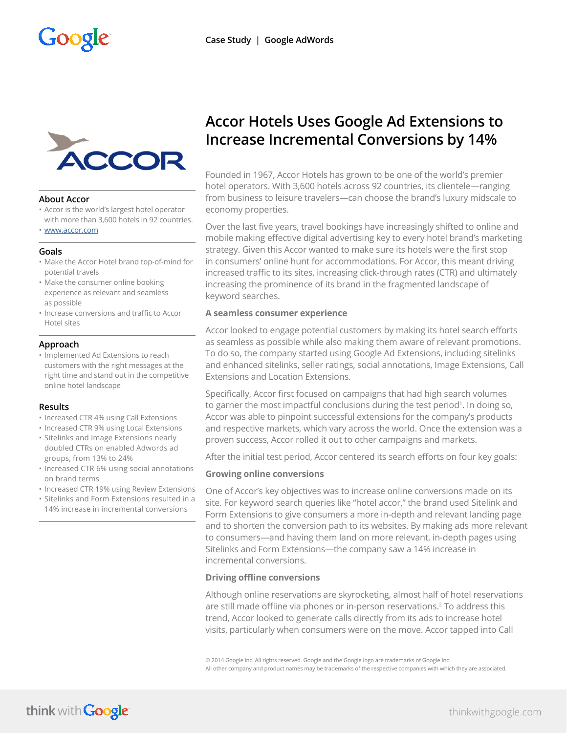Case Study | Google AdWords

# Accor Hotels Uses Google Ad Extensions to Increase Incremental Conversions by 14%

### About Accor

- Accor is the world's largest hotel operator with more than 3,600 hotels in 92 countries.
- www.accor.com

### Goals

- Make the Accor Hotel brand top-of-mind for potential travels
- Make the consumer online booking experience as relevant and seamless as possible
- Increase conversions and traffic to Accor Hotel sites

### Approach

- Implemented Ad Extensions to reach customers with the right messages at the right time and stand out in the competitive online hotel landscape

### Results

- Increased CTR 4% using Call Extensions
- Increased CTR 9% using Local Extensions
- Sitelinks and Image Extensions nearly doubled CTRs on enabled Adwords ad groups, from 13% to 24%
- Increased CTR 6% using social annotations on brand terms
- Increased CTR 19% using Review Extensions
- Sitelinks and Form Extensions resulted in a 14% increase in incremental conversions

Founded in 1967, Accor Hotels has grown to be one of the world's premier hotel operators. With 3,600 hotels across 92 countries, its clientele—ranging from business to leisure travelers—can choose the brand's luxury midscale to economy properties.

Over the last five years, travel bookings have increasingly shifted to online and mobile making effective digital advertising key to every hotel brand's marketing strategy. Given this Accor wanted to make sure its hotels were the first stop in consumers' online hunt for accommodations. For Accor, this meant driving increased traffic to its sites, increasing click-through rates (CTR) and ultimately increasing the prominence of its brand in the fragmented landscape of keyword searches.

**A seamless consumer experience**

Accor looked to engage potential customers by making its hotel search efforts as seamless as possible while also making them aware of relevant promotions. To do so, the company started using Google Ad Extensions, including sitelinks and enhanced sitelinks, seller ratings, social annotations, Image Extensions, Call Extensions and Location Extensions.

Specifically, Accor first focused on campaigns that had high search volumes to garner the most impactful conclusions during the test period[1]. In doing so, Accor was able to pinpoint successful extensions for the company's products and respective markets, which vary across the world. Once the extension was a proven success, Accor rolled it out to other campaigns and markets.

After the initial test period, Accor centered its search efforts on four key goals:

**Growing online conversions**

One of Accor's key objectives was to increase online conversions made on its site. For keyword search queries like "hotel accor," the brand used Sitelink and Form Extensions to give consumers a more in-depth and relevant landing page and to shorten the conversion path to its websites. By making ads more relevant to consumers—and having them land on more relevant, in-depth pages using Sitelinks and Form Extensions—the company saw a 14% increase in incremental conversions.

**Driving offline conversions**

Although online reservations are skyrocketing, almost half of hotel reservations are still made offline via phones or in-person reservations.[2] To address this trend, Accor looked to generate calls directly from its ads to increase hotel visits, particularly when consumers were on the move. Accor tapped into Call

© 2014 Google Inc. All rights reserved. Google and the Google logo are trademarks of Google Inc.
All other company and product names may be trademarks of the respective companies with which they are associated.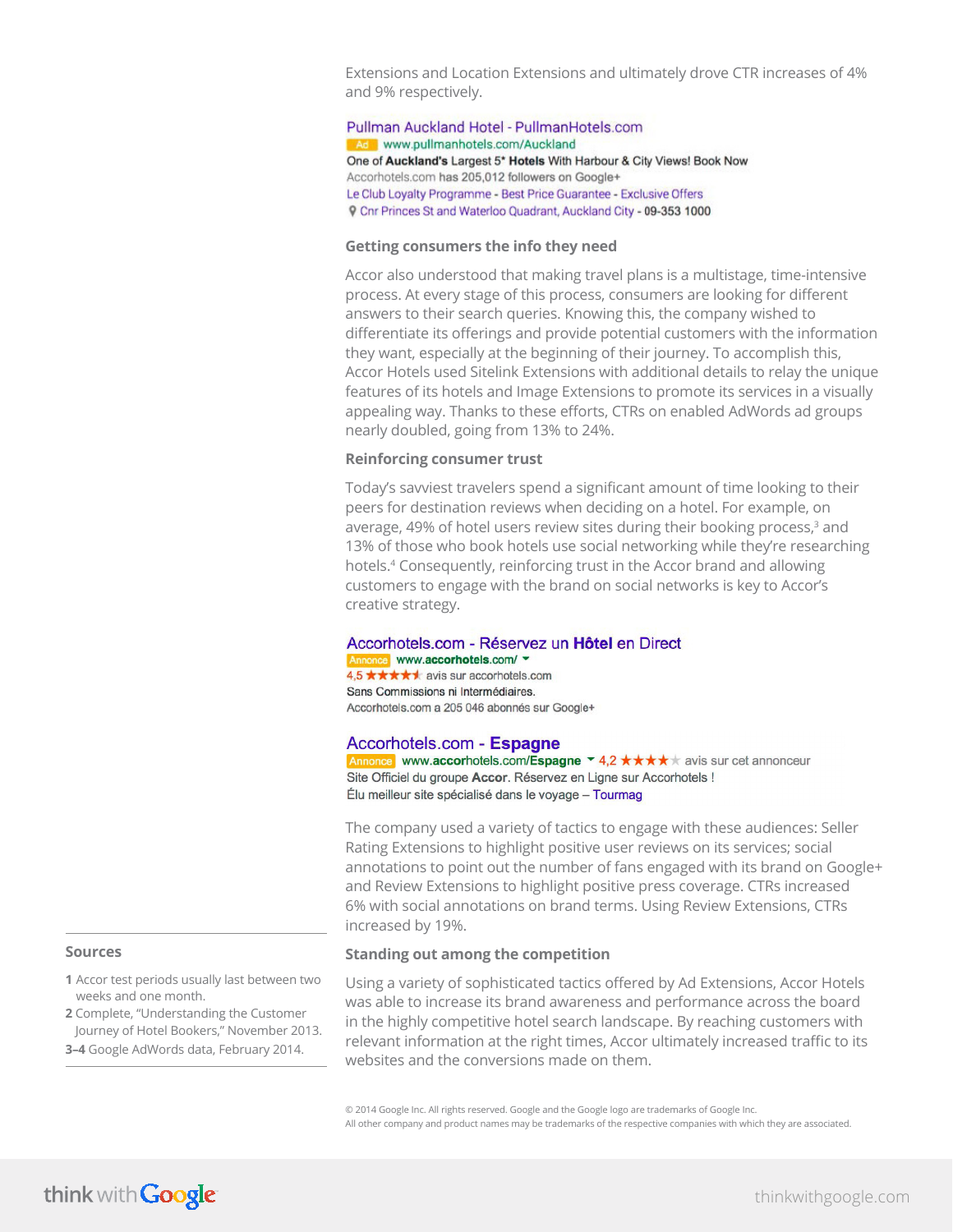Extensions and Location Extensions and ultimately drove CTR increases of 4% and 9% respectively.

Pullman Auckland Hotel - PullmanHotels.com
Ad www.pullmanhotels.com/Auckland
One of **Auckland's** Largest 5* **Hotels** With Harbour & City Views! Book Now
Accorhotels.com has 205,012 followers on Google+
Le Club Loyalty Programme - Best Price Guarantee - Exclusive Offers
Cnr Princes St and Waterloo Quadrant, Auckland City - 09-353 1000

### Getting consumers the info they need

Accor also understood that making travel plans is a multistage, time-intensive process. At every stage of this process, consumers are looking for different answers to their search queries. Knowing this, the company wished to differentiate its offerings and provide potential customers with the information they want, especially at the beginning of their journey. To accomplish this, Accor Hotels used Sitelink Extensions with additional details to relay the unique features of its hotels and Image Extensions to promote its services in a visually appealing way. Thanks to these efforts, CTRs on enabled AdWords ad groups nearly doubled, going from 13% to 24%.

### Reinforcing consumer trust

Today's savviest travelers spend a significant amount of time looking to their peers for destination reviews when deciding on a hotel. For example, on average, 49% of hotel users review sites during their booking process,[3] and 13% of those who book hotels use social networking while they're researching hotels.[4] Consequently, reinforcing trust in the Accor brand and allowing customers to engage with the brand on social networks is key to Accor's creative strategy.

Accorhotels.com - Réservez un **Hôtel** en Direct
Annonce www.**accorhotels**.com/
4,5 ★★★★★ avis sur accorhotels.com
Sans Commissions ni Intermédiaires.
Accorhotels.com a 205 046 abonnés sur Google+

Accorhotels.com - **Espagne**
Annonce www.**accor**hotels.com/**Espagne** 4,2 ★★★★★ avis sur cet annonceur
Site Officiel du groupe **Accor**. Réservez en Ligne sur Accorhotels !
Élu meilleur site spécialisé dans le voyage – Tourmag

The company used a variety of tactics to engage with these audiences: Seller Rating Extensions to highlight positive user reviews on its services; social annotations to point out the number of fans engaged with its brand on Google+ and Review Extensions to highlight positive press coverage. CTRs increased 6% with social annotations on brand terms. Using Review Extensions, CTRs increased by 19%.

### Standing out among the competition

Using a variety of sophisticated tactics offered by Ad Extensions, Accor Hotels was able to increase its brand awareness and performance across the board in the highly competitive hotel search landscape. By reaching customers with relevant information at the right times, Accor ultimately increased traffic to its websites and the conversions made on them.

### Sources

**1** Accor test periods usually last between two weeks and one month.
**2** Complete, "Understanding the Customer Journey of Hotel Bookers," November 2013.
**3–4** Google AdWords data, February 2014.

© 2014 Google Inc. All rights reserved. Google and the Google logo are trademarks of Google Inc.
All other company and product names may be trademarks of the respective companies with which they are associated.